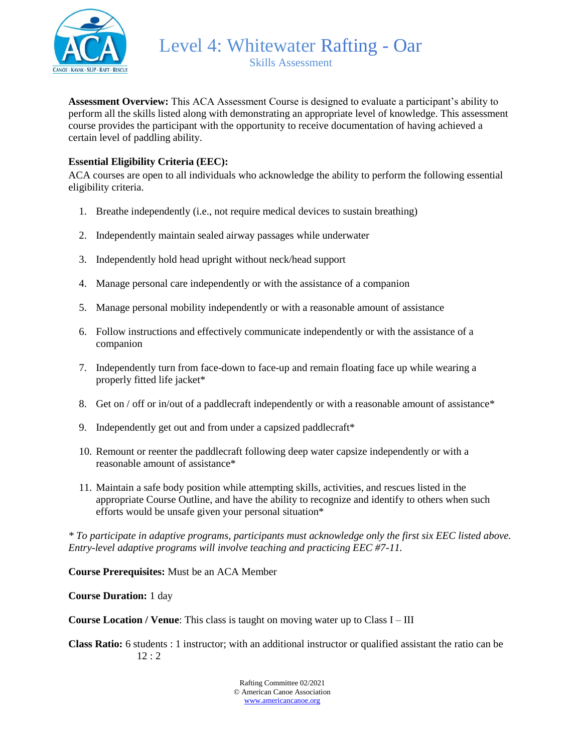# Level 4: Whitewater Rafting - Oar

## Skills Assessment

**Assessment Overview:** This ACA Assessment Course is designed to evaluate a participant's ability to perform all the skills listed along with demonstrating an appropriate level of knowledge. This assessment course provides the participant with the opportunity to receive documentation of having achieved a certain level of paddling ability.

**Essential Eligibility Criteria (EEC):**
ACA courses are open to all individuals who acknowledge the ability to perform the following essential eligibility criteria.

1. Breathe independently (i.e., not require medical devices to sustain breathing)
2. Independently maintain sealed airway passages while underwater
3. Independently hold head upright without neck/head support
4. Manage personal care independently or with the assistance of a companion
5. Manage personal mobility independently or with a reasonable amount of assistance
6. Follow instructions and effectively communicate independently or with the assistance of a companion
7. Independently turn from face-down to face-up and remain floating face up while wearing a properly fitted life jacket*
8. Get on / off or in/out of a paddlecraft independently or with a reasonable amount of assistance*
9. Independently get out and from under a capsized paddlecraft*
10. Remount or reenter the paddlecraft following deep water capsize independently or with a reasonable amount of assistance*
11. Maintain a safe body position while attempting skills, activities, and rescues listed in the appropriate Course Outline, and have the ability to recognize and identify to others when such efforts would be unsafe given your personal situation*

*\* To participate in adaptive programs, participants must acknowledge only the first six EEC listed above. Entry-level adaptive programs will involve teaching and practicing EEC #7-11.*

**Course Prerequisites:** Must be an ACA Member

**Course Duration:** 1 day

**Course Location / Venue**: This class is taught on moving water up to Class I – III

**Class Ratio:** 6 students : 1 instructor; with an additional instructor or qualified assistant the ratio can be 12 : 2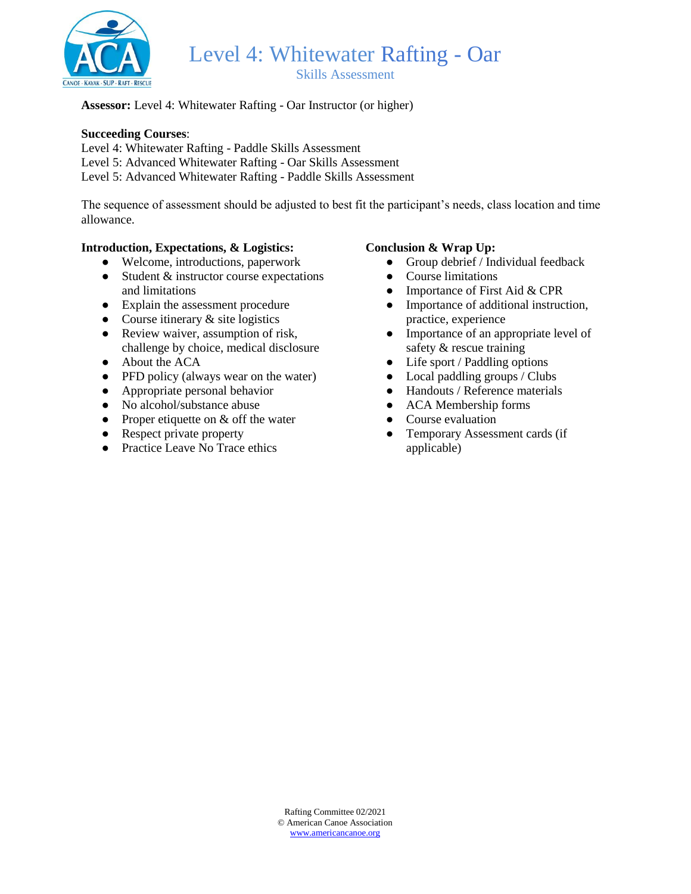# Level 4: Whitewater Rafting - Oar

## Skills Assessment

**Assessor:** Level 4: Whitewater Rafting - Oar Instructor (or higher)

**Succeeding Courses**:
Level 4: Whitewater Rafting - Paddle Skills Assessment
Level 5: Advanced Whitewater Rafting - Oar Skills Assessment
Level 5: Advanced Whitewater Rafting - Paddle Skills Assessment

The sequence of assessment should be adjusted to best fit the participant's needs, class location and time allowance.

**Introduction, Expectations, & Logistics:**

- Welcome, introductions, paperwork
- Student & instructor course expectations and limitations
- Explain the assessment procedure
- Course itinerary & site logistics
- Review waiver, assumption of risk, challenge by choice, medical disclosure
- About the ACA
- PFD policy (always wear on the water)
- Appropriate personal behavior
- No alcohol/substance abuse
- Proper etiquette on & off the water
- Respect private property
- Practice Leave No Trace ethics

**Conclusion & Wrap Up:**

- Group debrief / Individual feedback
- Course limitations
- Importance of First Aid & CPR
- Importance of additional instruction, practice, experience
- Importance of an appropriate level of safety & rescue training
- Life sport / Paddling options
- Local paddling groups / Clubs
- Handouts / Reference materials
- ACA Membership forms
- Course evaluation
- Temporary Assessment cards (if applicable)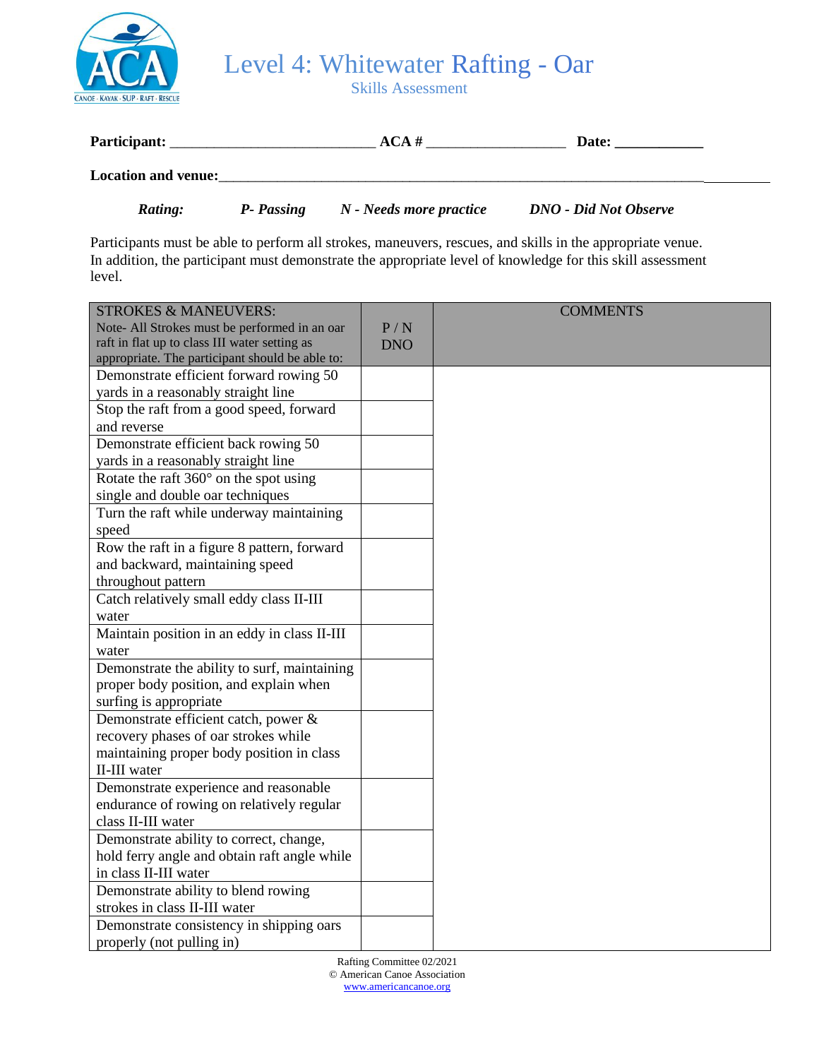# Level 4: Whitewater Rafting - Oar

Skills Assessment

**Participant:** ___________________________ **ACA #** __________________ **Date:** ___________

**Location and venue:**_________________________________________________________________

*Rating:* ***P- Passing*** ***N - Needs more practice*** ***DNO - Did Not Observe***

Participants must be able to perform all strokes, maneuvers, rescues, and skills in the appropriate venue. In addition, the participant must demonstrate the appropriate level of knowledge for this skill assessment level.

| STROKES & MANEUVERS: Note- All Strokes must be performed in an oar raft in flat up to class III water setting as appropriate. The participant should be able to: | P / N DNO | COMMENTS |
|---|---|---|
| Demonstrate efficient forward rowing 50 yards in a reasonably straight line | | |
| Stop the raft from a good speed, forward and reverse | | |
| Demonstrate efficient back rowing 50 yards in a reasonably straight line | | |
| Rotate the raft 360° on the spot using single and double oar techniques | | |
| Turn the raft while underway maintaining speed | | |
| Row the raft in a figure 8 pattern, forward and backward, maintaining speed throughout pattern | | |
| Catch relatively small eddy class II-III water | | |
| Maintain position in an eddy in class II-III water | | |
| Demonstrate the ability to surf, maintaining proper body position, and explain when surfing is appropriate | | |
| Demonstrate efficient catch, power & recovery phases of oar strokes while maintaining proper body position in class II-III water | | |
| Demonstrate experience and reasonable endurance of rowing on relatively regular class II-III water | | |
| Demonstrate ability to correct, change, hold ferry angle and obtain raft angle while in class II-III water | | |
| Demonstrate ability to blend rowing strokes in class II-III water | | |
| Demonstrate consistency in shipping oars properly (not pulling in) | | |

Rafting Committee 02/2021
© American Canoe Association
www.americancanoe.org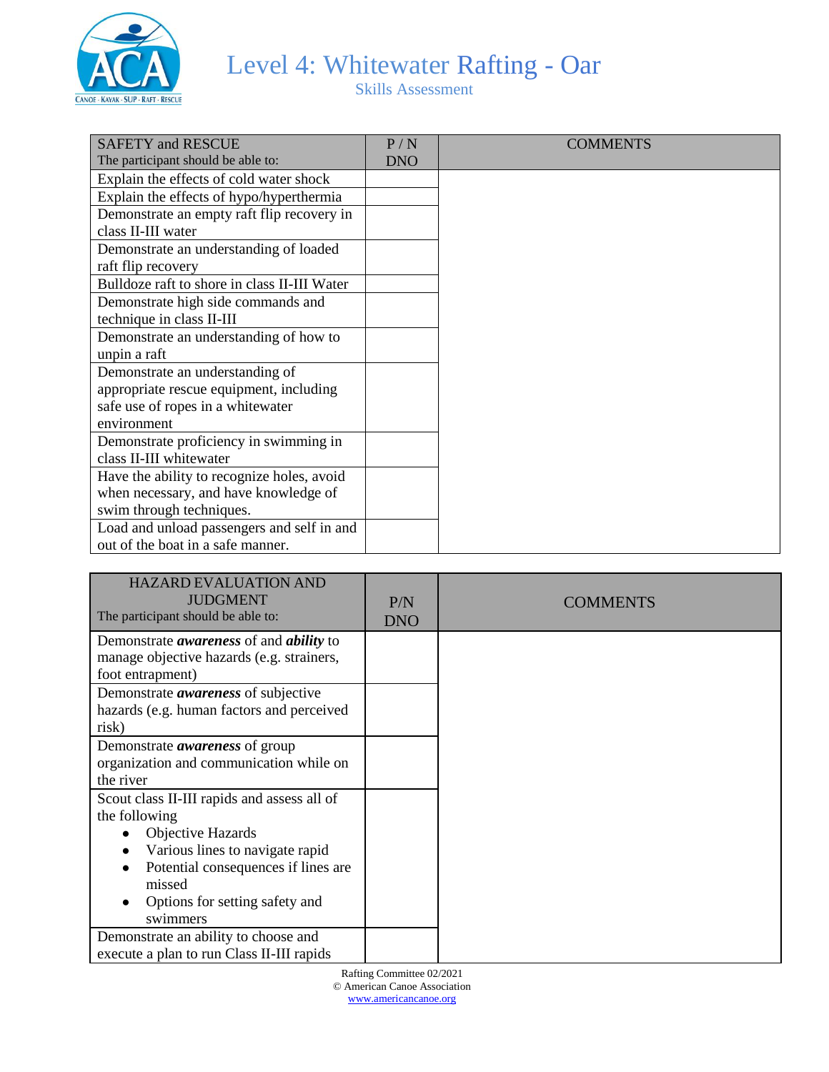# Level 4: Whitewater Rafting - Oar

Skills Assessment

| SAFETY and RESCUE<br>The participant should be able to: | P / N<br>DNO | COMMENTS |
|---|---|---|
| Explain the effects of cold water shock | | |
| Explain the effects of hypo/hyperthermia | | |
| Demonstrate an empty raft flip recovery in class II-III water | | |
| Demonstrate an understanding of loaded raft flip recovery | | |
| Bulldoze raft to shore in class II-III Water | | |
| Demonstrate high side commands and technique in class II-III | | |
| Demonstrate an understanding of how to unpin a raft | | |
| Demonstrate an understanding of appropriate rescue equipment, including safe use of ropes in a whitewater environment | | |
| Demonstrate proficiency in swimming in class II-III whitewater | | |
| Have the ability to recognize holes, avoid when necessary, and have knowledge of swim through techniques. | | |
| Load and unload passengers and self in and out of the boat in a safe manner. | | |

| HAZARD EVALUATION AND JUDGMENT<br>The participant should be able to: | P/N<br>DNO | COMMENTS |
|---|---|---|
| Demonstrate ***awareness*** of and ***ability*** to manage objective hazards (e.g. strainers, foot entrapment) | | |
| Demonstrate ***awareness*** of subjective hazards (e.g. human factors and perceived risk) | | |
| Demonstrate ***awareness*** of group organization and communication while on the river | | |
| Scout class II-III rapids and assess all of the following<br>• Objective Hazards<br>• Various lines to navigate rapid<br>• Potential consequences if lines are missed<br>• Options for setting safety and swimmers | | |
| Demonstrate an ability to choose and execute a plan to run Class II-III rapids | | |

Rafting Committee 02/2021
© American Canoe Association
www.americancanoe.org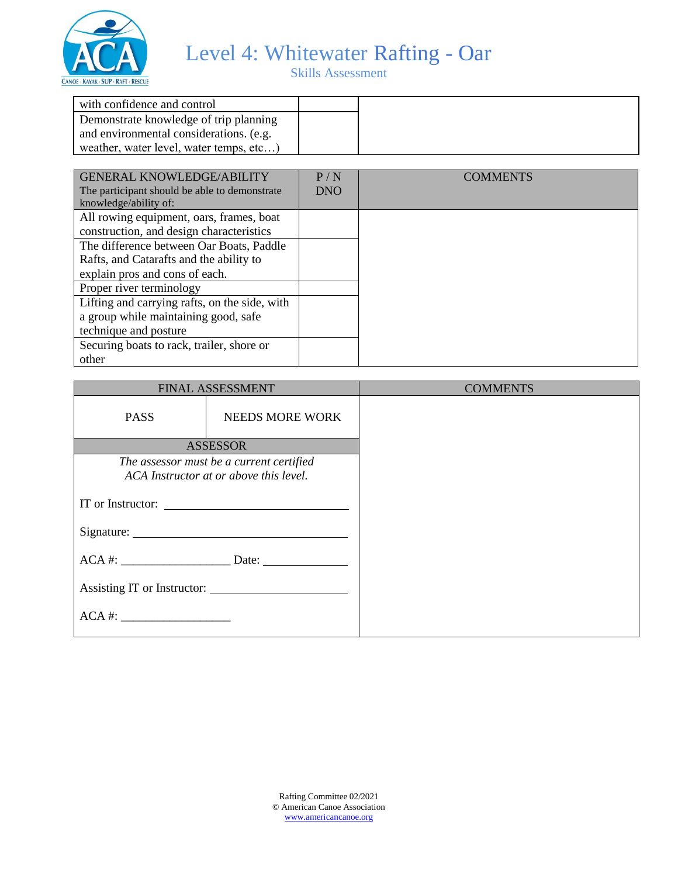# Level 4: Whitewater Rafting - Oar

Skills Assessment

| | | |
|---|---|---|
| with confidence and control | | |
| Demonstrate knowledge of trip planning and environmental considerations. (e.g. weather, water level, water temps, etc…) | | |

| GENERAL KNOWLEDGE/ABILITY The participant should be able to demonstrate knowledge/ability of: | P / N DNO | COMMENTS |
|---|---|---|
| All rowing equipment, oars, frames, boat construction, and design characteristics | | |
| The difference between Oar Boats, Paddle Rafts, and Catarafts and the ability to explain pros and cons of each. | | |
| Proper river terminology | | |
| Lifting and carrying rafts, on the side, with a group while maintaining good, safe technique and posture | | |
| Securing boats to rack, trailer, shore or other | | |

| FINAL ASSESSMENT | | COMMENTS |
|---|---|---|
| PASS | NEEDS MORE WORK | |
| ASSESSOR | | |
| *The assessor must be a current certified ACA Instructor at or above this level.*<br><br>IT or Instructor: ____________________<br><br>Signature: ____________________<br><br>ACA #: ________________ Date: ____________<br><br>Assisting IT or Instructor: ____________________<br><br>ACA #: ________________ | | |

Rafting Committee 02/2021
© American Canoe Association
www.americancanoe.org